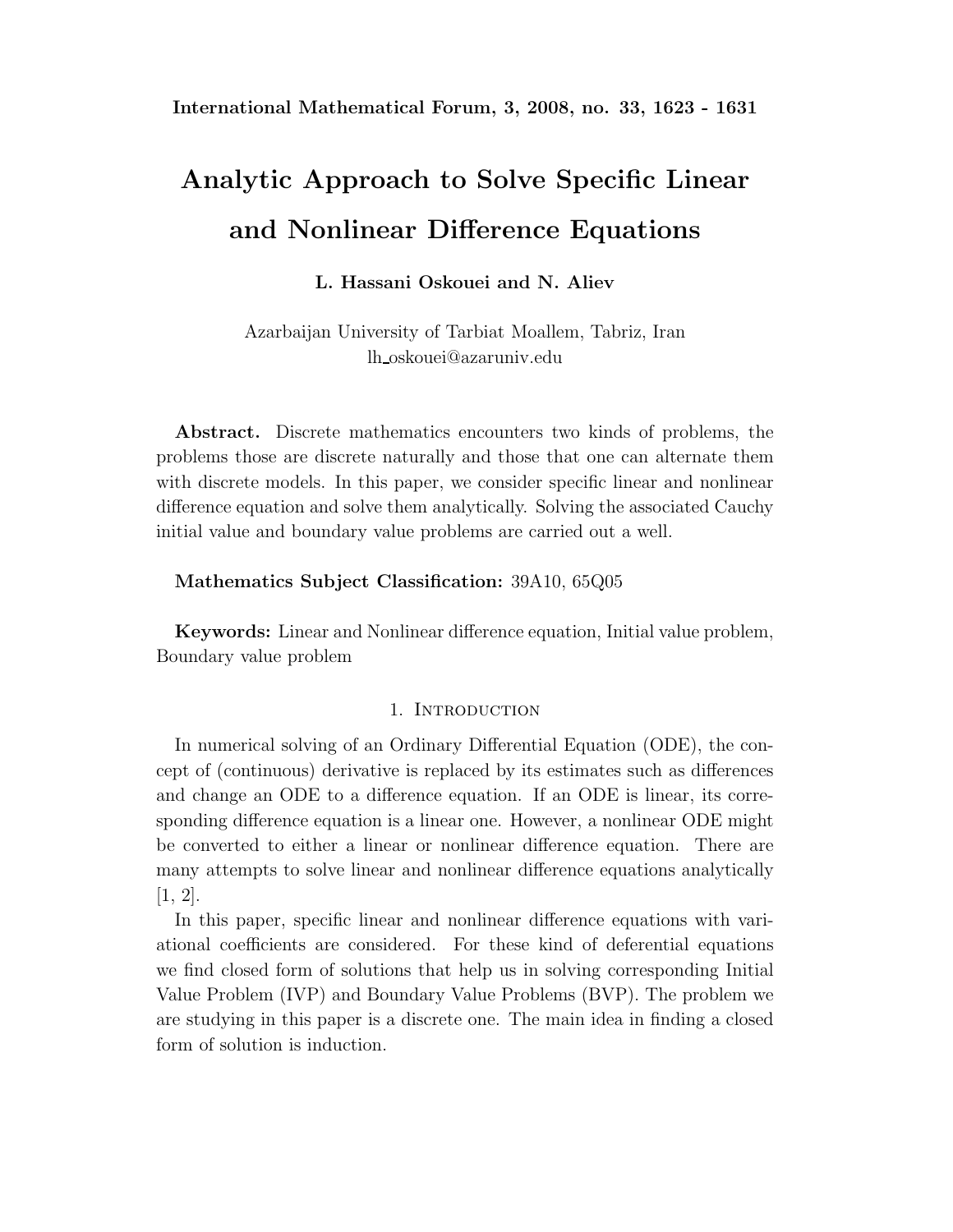# Analytic Approach to Solve Specific Linear and Nonlinear Difference Equations

**L. Hassani Oskouei and N. Aliev**

Azarbaijan University of Tarbiat Moallem, Tabriz, Iran
lh_oskouei@azaruniv.edu

**Abstract.** Discrete mathematics encounters two kinds of problems, the problems those are discrete naturally and those that one can alternate them with discrete models. In this paper, we consider specific linear and nonlinear difference equation and solve them analytically. Solving the associated Cauchy initial value and boundary value problems are carried out a well.

**Mathematics Subject Classification:** 39A10, 65Q05

**Keywords:** Linear and Nonlinear difference equation, Initial value problem, Boundary value problem

## 1. Introduction

In numerical solving of an Ordinary Differential Equation (ODE), the concept of (continuous) derivative is replaced by its estimates such as differences and change an ODE to a difference equation. If an ODE is linear, its corresponding difference equation is a linear one. However, a nonlinear ODE might be converted to either a linear or nonlinear difference equation. There are many attempts to solve linear and nonlinear difference equations analytically [1, 2].

In this paper, specific linear and nonlinear difference equations with variational coefficients are considered. For these kind of deferential equations we find closed form of solutions that help us in solving corresponding Initial Value Problem (IVP) and Boundary Value Problems (BVP). The problem we are studying in this paper is a discrete one. The main idea in finding a closed form of solution is induction.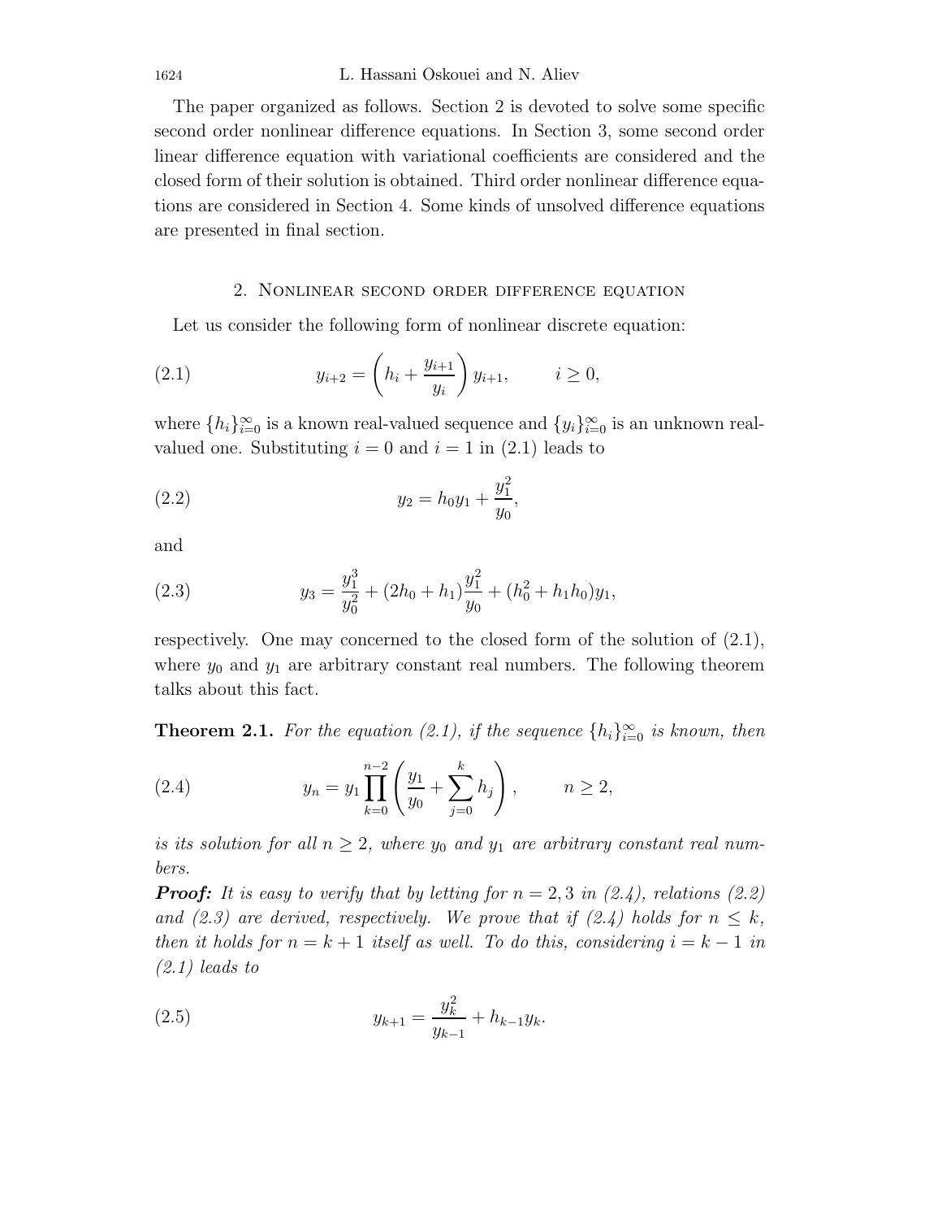The paper organized as follows. Section 2 is devoted to solve some specific second order nonlinear difference equations. In Section 3, some second order linear difference equation with variational coefficients are considered and the closed form of their solution is obtained. Third order nonlinear difference equations are considered in Section 4. Some kinds of unsolved difference equations are presented in final section.

## 2. Nonlinear second order difference equation

Let us consider the following form of nonlinear discrete equation:

$$y_{i+2} = \left( h_i + \frac{y_{i+1}}{y_i} \right) y_{i+1}, \qquad i \geq 0, \tag{2.1}$$

where $\{h_i\}_{i=0}^{\infty}$ is a known real-valued sequence and $\{y_i\}_{i=0}^{\infty}$ is an unknown real-valued one. Substituting $i = 0$ and $i = 1$ in (2.1) leads to

$$y_2 = h_0 y_1 + \frac{y_1^2}{y_0}, \tag{2.2}$$

and

$$y_3 = \frac{y_1^3}{y_0^2} + (2h_0 + h_1)\frac{y_1^2}{y_0} + (h_0^2 + h_1 h_0) y_1, \tag{2.3}$$

respectively. One may concerned to the closed form of the solution of (2.1), where $y_0$ and $y_1$ are arbitrary constant real numbers. The following theorem talks about this fact.

**Theorem 2.1.** *For the equation (2.1), if the sequence $\{h_i\}_{i=0}^{\infty}$ is known, then*

$$y_n = y_1 \prod_{k=0}^{n-2} \left( \frac{y_1}{y_0} + \sum_{j=0}^{k} h_j \right), \qquad n \geq 2, \tag{2.4}$$

*is its solution for all $n \geq 2$, where $y_0$ and $y_1$ are arbitrary constant real numbers.*

***Proof:*** *It is easy to verify that by letting for $n = 2, 3$ in (2.4), relations (2.2) and (2.3) are derived, respectively. We prove that if (2.4) holds for $n \leq k$, then it holds for $n = k + 1$ itself as well. To do this, considering $i = k - 1$ in (2.1) leads to*

$$y_{k+1} = \frac{y_k^2}{y_{k-1}} + h_{k-1} y_k. \tag{2.5}$$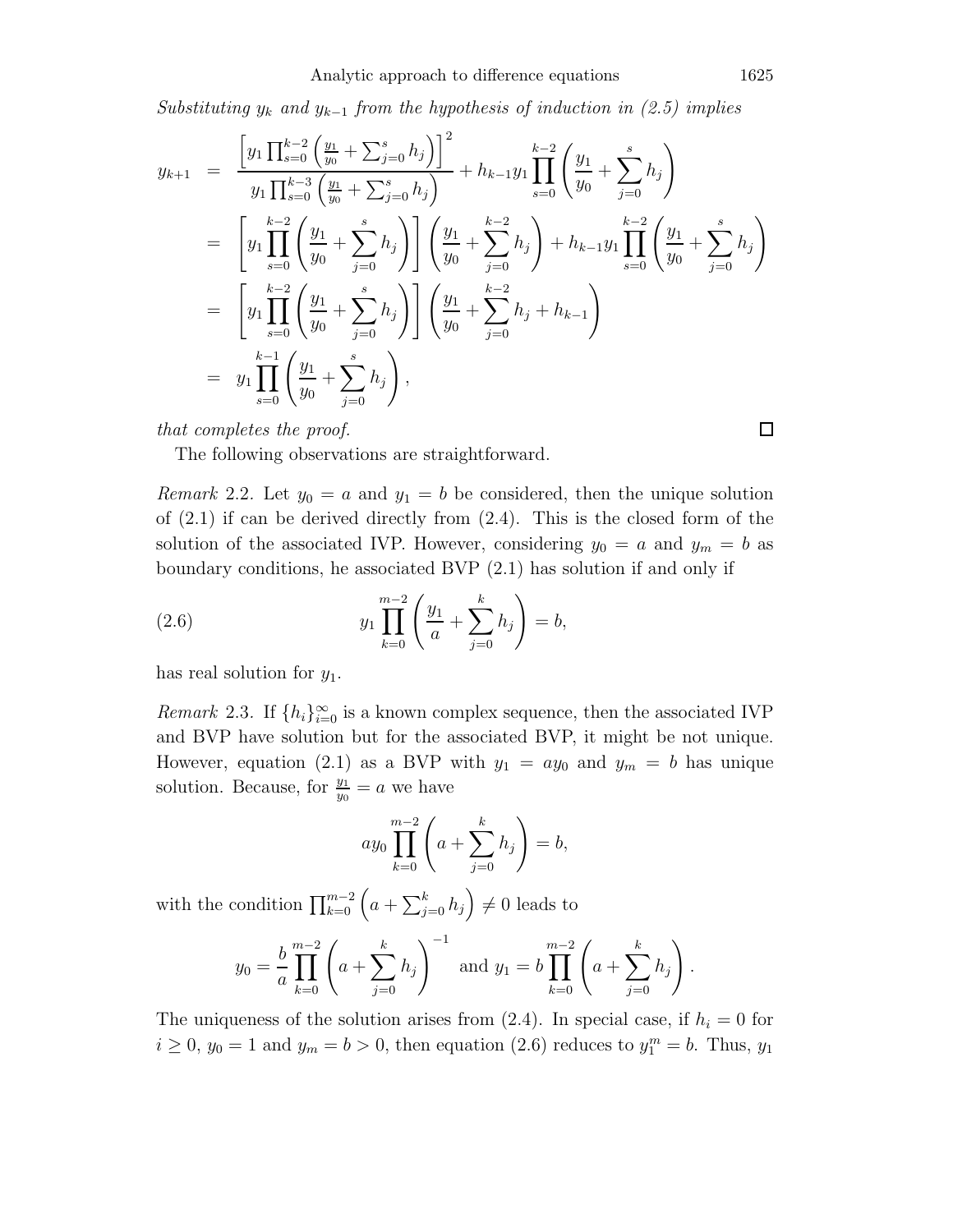*Substituting $y_k$ and $y_{k-1}$ from the hypothesis of induction in (2.5) implies*

$$
\begin{aligned}
y_{k+1} &= \frac{\left[y_1 \prod_{s=0}^{k-2}\left(\frac{y_1}{y_0}+\sum_{j=0}^{s} h_j\right)\right]^2}{y_1 \prod_{s=0}^{k-3}\left(\frac{y_1}{y_0}+\sum_{j=0}^{s} h_j\right)} + h_{k-1} y_1 \prod_{s=0}^{k-2}\left(\frac{y_1}{y_0}+\sum_{j=0}^{s} h_j\right) \\
&= \left[y_1 \prod_{s=0}^{k-2}\left(\frac{y_1}{y_0}+\sum_{j=0}^{s} h_j\right)\right]\left(\frac{y_1}{y_0}+\sum_{j=0}^{k-2} h_j\right) + h_{k-1} y_1 \prod_{s=0}^{k-2}\left(\frac{y_1}{y_0}+\sum_{j=0}^{s} h_j\right) \\
&= \left[y_1 \prod_{s=0}^{k-2}\left(\frac{y_1}{y_0}+\sum_{j=0}^{s} h_j\right)\right]\left(\frac{y_1}{y_0}+\sum_{j=0}^{k-2} h_j + h_{k-1}\right) \\
&= y_1 \prod_{s=0}^{k-1}\left(\frac{y_1}{y_0}+\sum_{j=0}^{s} h_j\right),
\end{aligned}
$$

*that completes the proof.* □

The following observations are straightforward.

*Remark* 2.2. Let $y_0 = a$ and $y_1 = b$ be considered, then the unique solution of (2.1) if can be derived directly from (2.4). This is the closed form of the solution of the associated IVP. However, considering $y_0 = a$ and $y_m = b$ as boundary conditions, he associated BVP (2.1) has solution if and only if

$$
y_1 \prod_{k=0}^{m-2}\left(\frac{y_1}{a}+\sum_{j=0}^{k} h_j\right) = b, \tag{2.6}
$$

has real solution for $y_1$.

*Remark* 2.3. If $\{h_i\}_{i=0}^{\infty}$ is a known complex sequence, then the associated IVP and BVP have solution but for the associated BVP, it might be not unique. However, equation (2.1) as a BVP with $y_1 = ay_0$ and $y_m = b$ has unique solution. Because, for $\frac{y_1}{y_0} = a$ we have

$$
ay_0 \prod_{k=0}^{m-2}\left(a+\sum_{j=0}^{k} h_j\right) = b,
$$

with the condition $\prod_{k=0}^{m-2}\left(a+\sum_{j=0}^{k} h_j\right) \neq 0$ leads to

$$
y_0 = \frac{b}{a}\prod_{k=0}^{m-2}\left(a+\sum_{j=0}^{k} h_j\right)^{-1} \text{ and } y_1 = b\prod_{k=0}^{m-2}\left(a+\sum_{j=0}^{k} h_j\right).
$$

The uniqueness of the solution arises from (2.4). In special case, if $h_i = 0$ for $i \geq 0$, $y_0 = 1$ and $y_m = b > 0$, then equation (2.6) reduces to $y_1^m = b$. Thus, $y_1$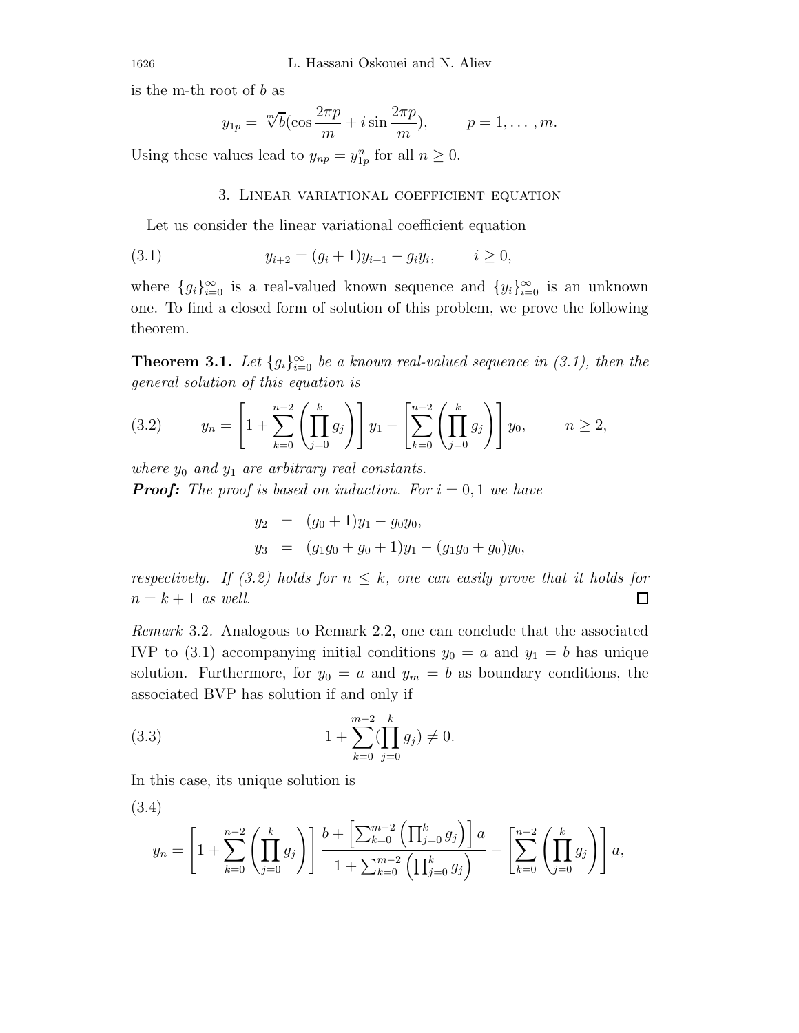is the m-th root of $b$ as

$$y_{1p} = \sqrt[m]{b}(\cos\frac{2\pi p}{m} + i\sin\frac{2\pi p}{m}), \qquad p = 1, \dots, m.$$

Using these values lead to $y_{np} = y_{1p}^n$ for all $n \geq 0$.

## 3. Linear variational coefficient equation

Let us consider the linear variational coefficient equation

$$y_{i+2} = (g_i + 1)y_{i+1} - g_i y_i, \qquad i \geq 0, \tag{3.1}$$

where $\{g_i\}_{i=0}^{\infty}$ is a real-valued known sequence and $\{y_i\}_{i=0}^{\infty}$ is an unknown one. To find a closed form of solution of this problem, we prove the following theorem.

**Theorem 3.1.** *Let $\{g_i\}_{i=0}^{\infty}$ be a known real-valued sequence in (3.1), then the general solution of this equation is*

$$y_n = \left[1 + \sum_{k=0}^{n-2}\left(\prod_{j=0}^{k} g_j\right)\right] y_1 - \left[\sum_{k=0}^{n-2}\left(\prod_{j=0}^{k} g_j\right)\right] y_0, \qquad n \geq 2, \tag{3.2}$$

*where $y_0$ and $y_1$ are arbitrary real constants.*

***Proof:*** *The proof is based on induction. For $i = 0, 1$ we have*

$$\begin{aligned} y_2 &= (g_0 + 1)y_1 - g_0 y_0, \\ y_3 &= (g_1 g_0 + g_0 + 1)y_1 - (g_1 g_0 + g_0)y_0, \end{aligned}$$

*respectively. If (3.2) holds for $n \leq k$, one can easily prove that it holds for $n = k + 1$ as well.* □

*Remark* 3.2. Analogous to Remark 2.2, one can conclude that the associated IVP to (3.1) accompanying initial conditions $y_0 = a$ and $y_1 = b$ has unique solution. Furthermore, for $y_0 = a$ and $y_m = b$ as boundary conditions, the associated BVP has solution if and only if

$$1 + \sum_{k=0}^{m-2}(\prod_{j=0}^{k} g_j) \neq 0. \tag{3.3}$$

In this case, its unique solution is

$$y_n = \left[1 + \sum_{k=0}^{n-2}\left(\prod_{j=0}^{k} g_j\right)\right] \frac{b + \left[\sum_{k=0}^{m-2}\left(\prod_{j=0}^{k} g_j\right)\right] a}{1 + \sum_{k=0}^{m-2}\left(\prod_{j=0}^{k} g_j\right)} - \left[\sum_{k=0}^{n-2}\left(\prod_{j=0}^{k} g_j\right)\right] a, \tag{3.4}$$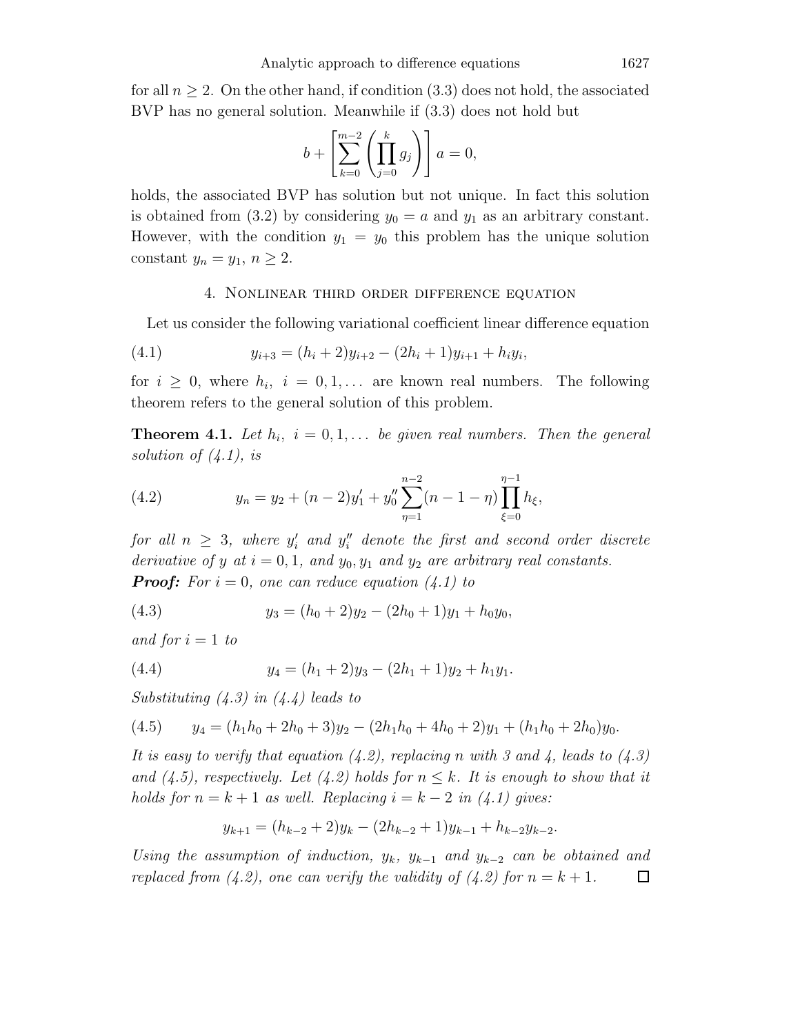for all $n \geq 2$. On the other hand, if condition (3.3) does not hold, the associated BVP has no general solution. Meanwhile if (3.3) does not hold but

$$b + \left[\sum_{k=0}^{m-2}\left(\prod_{j=0}^{k} g_j\right)\right] a = 0,$$

holds, the associated BVP has solution but not unique. In fact this solution is obtained from (3.2) by considering $y_0 = a$ and $y_1$ as an arbitrary constant. However, with the condition $y_1 = y_0$ this problem has the unique solution constant $y_n = y_1$, $n \geq 2$.

## 4. Nonlinear third order difference equation

Let us consider the following variational coefficient linear difference equation

$$y_{i+3} = (h_i + 2)y_{i+2} - (2h_i + 1)y_{i+1} + h_i y_i, \tag{4.1}$$

for $i \geq 0$, where $h_i$, $i = 0, 1, \ldots$ are known real numbers. The following theorem refers to the general solution of this problem.

**Theorem 4.1.** *Let $h_i$, $i = 0, 1, \ldots$ be given real numbers. Then the general solution of (4.1), is*

$$y_n = y_2 + (n-2)y_1' + y_0'' \sum_{\eta=1}^{n-2}(n-1-\eta)\prod_{\xi=0}^{\eta-1} h_\xi, \tag{4.2}$$

*for all $n \geq 3$, where $y_i'$ and $y_i''$ denote the first and second order discrete derivative of $y$ at $i = 0, 1$, and $y_0, y_1$ and $y_2$ are arbitrary real constants.*

***Proof:*** *For $i = 0$, one can reduce equation (4.1) to*

$$y_3 = (h_0 + 2)y_2 - (2h_0 + 1)y_1 + h_0 y_0, \tag{4.3}$$

*and for $i = 1$ to*

$$y_4 = (h_1 + 2)y_3 - (2h_1 + 1)y_2 + h_1 y_1. \tag{4.4}$$

*Substituting (4.3) in (4.4) leads to*

$$y_4 = (h_1 h_0 + 2h_0 + 3)y_2 - (2h_1 h_0 + 4h_0 + 2)y_1 + (h_1 h_0 + 2h_0)y_0. \tag{4.5}$$

*It is easy to verify that equation (4.2), replacing n with 3 and 4, leads to (4.3) and (4.5), respectively. Let (4.2) holds for $n \leq k$. It is enough to show that it holds for $n = k + 1$ as well. Replacing $i = k - 2$ in (4.1) gives:*

$$y_{k+1} = (h_{k-2} + 2)y_k - (2h_{k-2} + 1)y_{k-1} + h_{k-2} y_{k-2}.$$

*Using the assumption of induction, $y_k$, $y_{k-1}$ and $y_{k-2}$ can be obtained and replaced from (4.2), one can verify the validity of (4.2) for $n = k + 1$.* □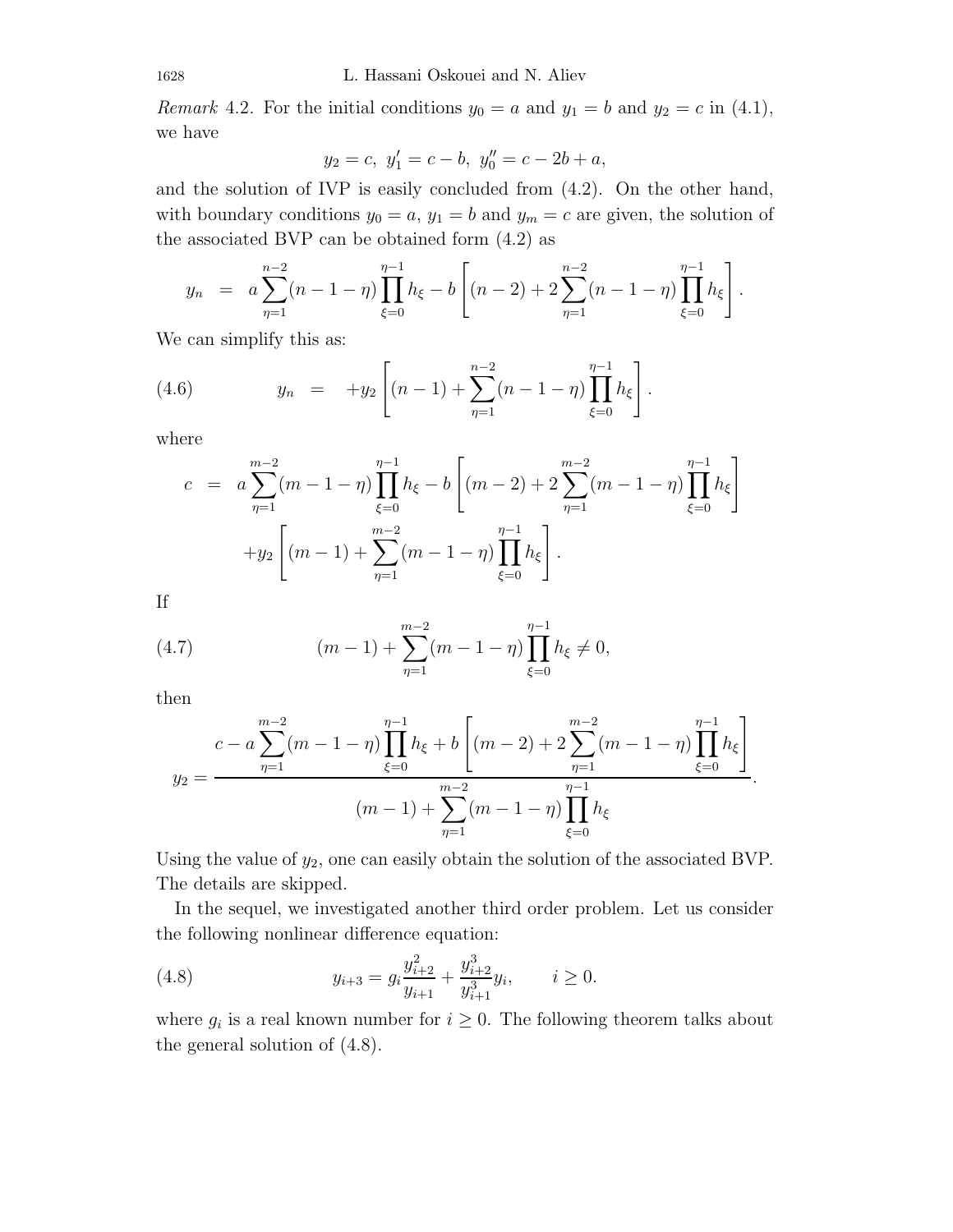*Remark* 4.2. For the initial conditions $y_0 = a$ and $y_1 = b$ and $y_2 = c$ in (4.1), we have

$$y_2 = c, \ y_1' = c - b, \ y_0'' = c - 2b + a,$$

and the solution of IVP is easily concluded from (4.2). On the other hand, with boundary conditions $y_0 = a$, $y_1 = b$ and $y_m = c$ are given, the solution of the associated BVP can be obtained form (4.2) as

$$y_n \;\; = \;\; a\sum_{\eta=1}^{n-2}(n-1-\eta)\prod_{\xi=0}^{\eta-1}h_\xi - b\left[(n-2) + 2\sum_{\eta=1}^{n-2}(n-1-\eta)\prod_{\xi=0}^{\eta-1}h_\xi\right].$$

We can simplify this as:

$$y_n \;\; = \;\; +y_2\left[(n-1) + \sum_{\eta=1}^{n-2}(n-1-\eta)\prod_{\xi=0}^{\eta-1}h_\xi\right]. \tag{4.6}$$

where

$$\begin{aligned} c \;\; = \;\; & a\sum_{\eta=1}^{m-2}(m-1-\eta)\prod_{\xi=0}^{\eta-1}h_\xi - b\left[(m-2) + 2\sum_{\eta=1}^{m-2}(m-1-\eta)\prod_{\xi=0}^{\eta-1}h_\xi\right] \\ & + y_2\left[(m-1) + \sum_{\eta=1}^{m-2}(m-1-\eta)\prod_{\xi=0}^{\eta-1}h_\xi\right]. \end{aligned}$$

If

$$(m-1) + \sum_{\eta=1}^{m-2}(m-1-\eta)\prod_{\xi=0}^{\eta-1}h_\xi \neq 0, \tag{4.7}$$

then

$$y_2 = \frac{c - a\displaystyle\sum_{\eta=1}^{m-2}(m-1-\eta)\prod_{\xi=0}^{\eta-1}h_\xi + b\left[(m-2) + 2\displaystyle\sum_{\eta=1}^{m-2}(m-1-\eta)\prod_{\xi=0}^{\eta-1}h_\xi\right]}{(m-1) + \displaystyle\sum_{\eta=1}^{m-2}(m-1-\eta)\prod_{\xi=0}^{\eta-1}h_\xi}.$$

Using the value of $y_2$, one can easily obtain the solution of the associated BVP. The details are skipped.

In the sequel, we investigated another third order problem. Let us consider the following nonlinear difference equation:

$$y_{i+3} = g_i\frac{y_{i+2}^2}{y_{i+1}} + \frac{y_{i+2}^3}{y_{i+1}^3}y_i, \qquad i \geq 0. \tag{4.8}$$

where $g_i$ is a real known number for $i \geq 0$. The following theorem talks about the general solution of (4.8).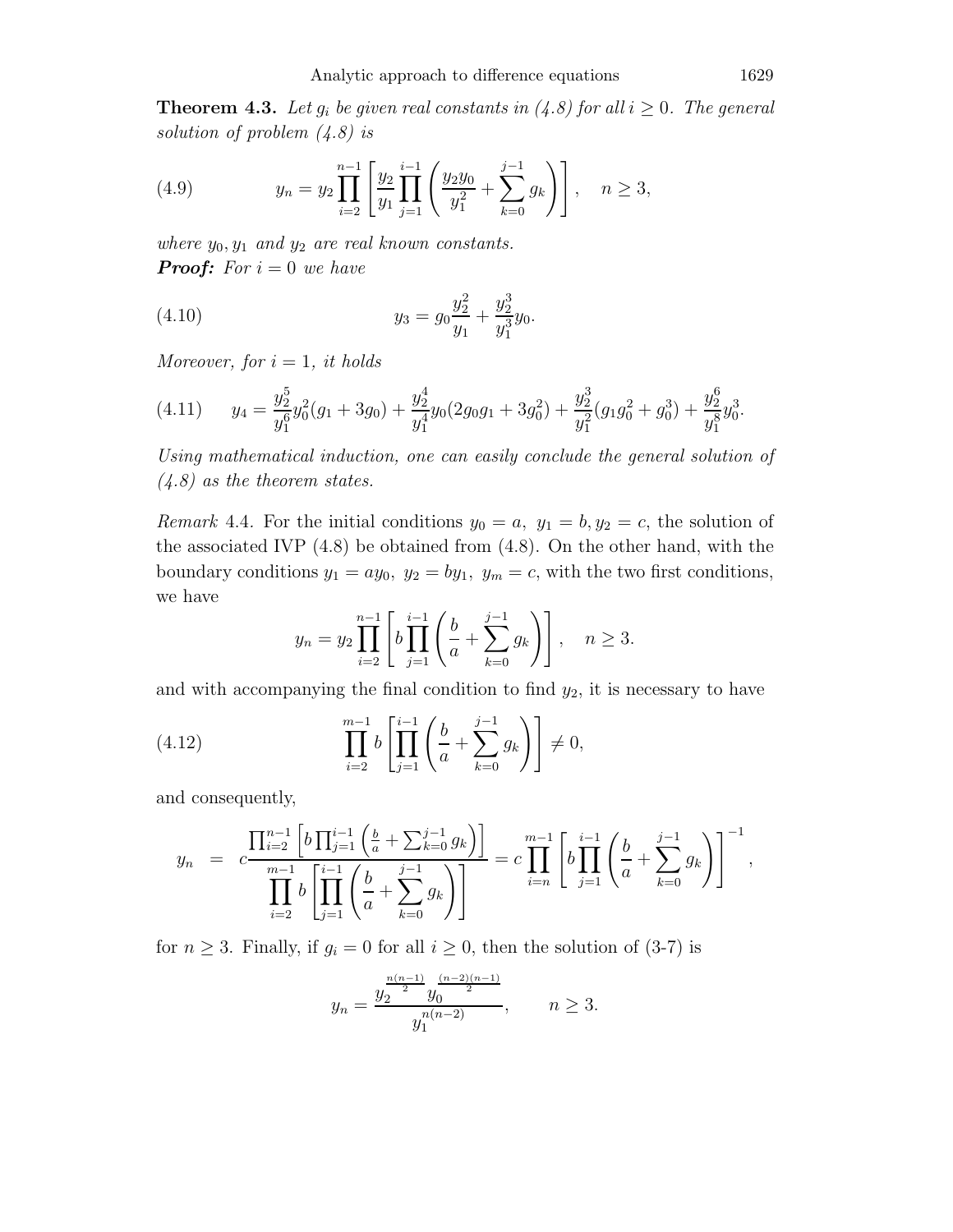**Theorem 4.3.** *Let $g_i$ be given real constants in (4.8) for all $i \geq 0$. The general solution of problem (4.8) is*

$$y_n = y_2 \prod_{i=2}^{n-1} \left[ \frac{y_2}{y_1} \prod_{j=1}^{i-1} \left( \frac{y_2 y_0}{y_1^2} + \sum_{k=0}^{j-1} g_k \right) \right], \quad n \geq 3, \tag{4.9}$$

*where $y_0, y_1$ and $y_2$ are real known constants.*

***Proof:*** *For $i = 0$ we have*

$$y_3 = g_0 \frac{y_2^2}{y_1} + \frac{y_2^3}{y_1^3} y_0. \tag{4.10}$$

*Moreover, for $i = 1$, it holds*

$$y_4 = \frac{y_2^5}{y_1^6} y_0^2 (g_1 + 3g_0) + \frac{y_2^4}{y_1^4} y_0 (2g_0 g_1 + 3g_0^2) + \frac{y_2^3}{y_1^2} (g_1 g_0^2 + g_0^3) + \frac{y_2^6}{y_1^8} y_0^3. \tag{4.11}$$

*Using mathematical induction, one can easily conclude the general solution of (4.8) as the theorem states.*

*Remark* 4.4. For the initial conditions $y_0 = a,\ y_1 = b, y_2 = c$, the solution of the associated IVP (4.8) be obtained from (4.8). On the other hand, with the boundary conditions $y_1 = ay_0,\ y_2 = by_1,\ y_m = c$, with the two first conditions, we have

$$y_n = y_2 \prod_{i=2}^{n-1} \left[ b \prod_{j=1}^{i-1} \left( \frac{b}{a} + \sum_{k=0}^{j-1} g_k \right) \right], \quad n \geq 3.$$

and with accompanying the final condition to find $y_2$, it is necessary to have

$$\prod_{i=2}^{m-1} b \left[ \prod_{j=1}^{i-1} \left( \frac{b}{a} + \sum_{k=0}^{j-1} g_k \right) \right] \neq 0, \tag{4.12}$$

and consequently,

$$y_n = c \frac{\prod_{i=2}^{n-1} \left[ b \prod_{j=1}^{i-1} \left( \frac{b}{a} + \sum_{k=0}^{j-1} g_k \right) \right]}{\prod_{i=2}^{m-1} b \left[ \prod_{j=1}^{i-1} \left( \frac{b}{a} + \sum_{k=0}^{j-1} g_k \right) \right]} = c \prod_{i=n}^{m-1} \left[ b \prod_{j=1}^{i-1} \left( \frac{b}{a} + \sum_{k=0}^{j-1} g_k \right) \right]^{-1},$$

for $n \geq 3$. Finally, if $g_i = 0$ for all $i \geq 0$, then the solution of (3-7) is

$$y_n = \frac{y_2^{\frac{n(n-1)}{2}} y_0^{\frac{(n-2)(n-1)}{2}}}{y_1^{n(n-2)}}, \qquad n \geq 3.$$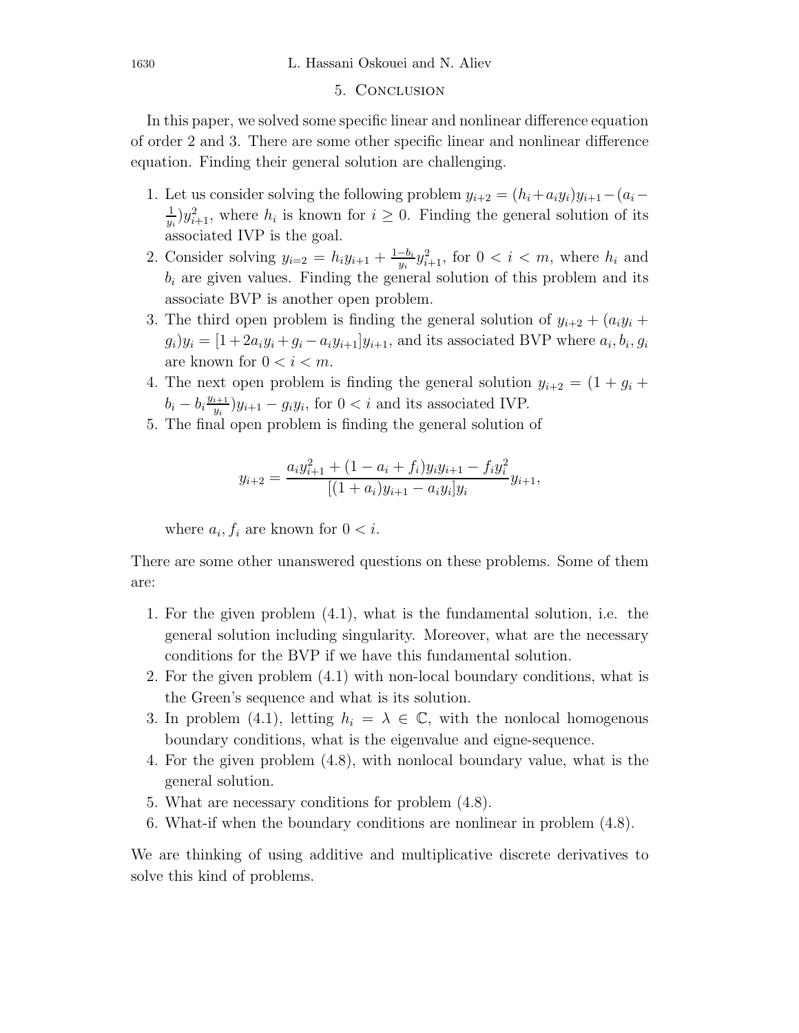## 5. Conclusion

In this paper, we solved some specific linear and nonlinear difference equation of order 2 and 3. There are some other specific linear and nonlinear difference equation. Finding their general solution are challenging.

1. Let us consider solving the following problem $y_{i+2} = (h_i + a_i y_i)y_{i+1} - (a_i - \frac{1}{y_i})y_{i+1}^2$, where $h_i$ is known for $i \geq 0$. Finding the general solution of its associated IVP is the goal.
2. Consider solving $y_{i=2} = h_i y_{i+1} + \frac{1-b_i}{y_i} y_{i+1}^2$, for $0 < i < m$, where $h_i$ and $b_i$ are given values. Finding the general solution of this problem and its associate BVP is another open problem.
3. The third open problem is finding the general solution of $y_{i+2} + (a_i y_i + g_i)y_i = [1 + 2a_i y_i + g_i - a_i y_{i+1}]y_{i+1}$, and its associated BVP where $a_i, b_i, g_i$ are known for $0 < i < m$.
4. The next open problem is finding the general solution $y_{i+2} = (1 + g_i + b_i - b_i \frac{y_{i+1}}{y_i})y_{i+1} - g_i y_i$, for $0 < i$ and its associated IVP.
5. The final open problem is finding the general solution of

$$y_{i+2} = \frac{a_i y_{i+1}^2 + (1 - a_i + f_i)y_i y_{i+1} - f_i y_i^2}{[(1 + a_i)y_{i+1} - a_i y_i]y_i} y_{i+1},$$

   where $a_i, f_i$ are known for $0 < i$.

There are some other unanswered questions on these problems. Some of them are:

1. For the given problem (4.1), what is the fundamental solution, i.e. the general solution including singularity. Moreover, what are the necessary conditions for the BVP if we have this fundamental solution.
2. For the given problem (4.1) with non-local boundary conditions, what is the Green's sequence and what is its solution.
3. In problem (4.1), letting $h_i = \lambda \in \mathbb{C}$, with the nonlocal homogenous boundary conditions, what is the eigenvalue and eigne-sequence.
4. For the given problem (4.8), with nonlocal boundary value, what is the general solution.
5. What are necessary conditions for problem (4.8).
6. What-if when the boundary conditions are nonlinear in problem (4.8).

We are thinking of using additive and multiplicative discrete derivatives to solve this kind of problems.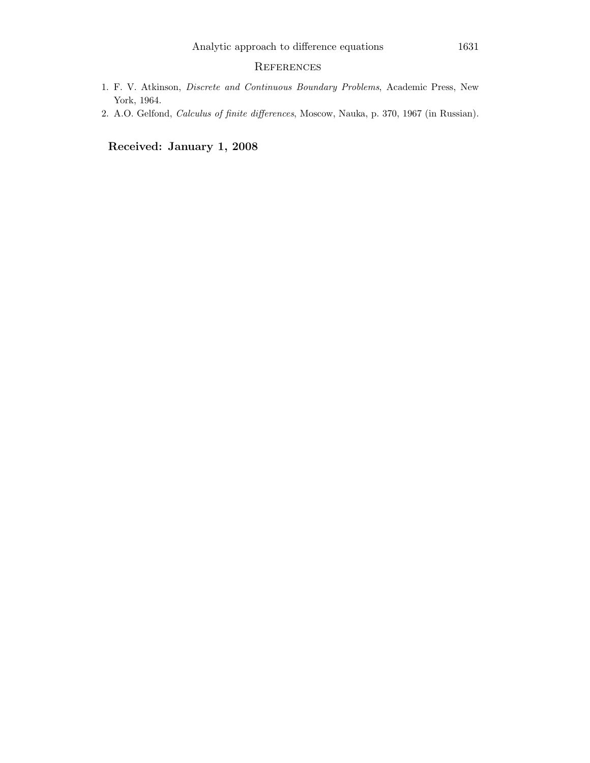## References

1. F. V. Atkinson, *Discrete and Continuous Boundary Problems*, Academic Press, New York, 1964.
2. A.O. Gelfond, *Calculus of finite differences*, Moscow, Nauka, p. 370, 1967 (in Russian).

**Received: January 1, 2008**